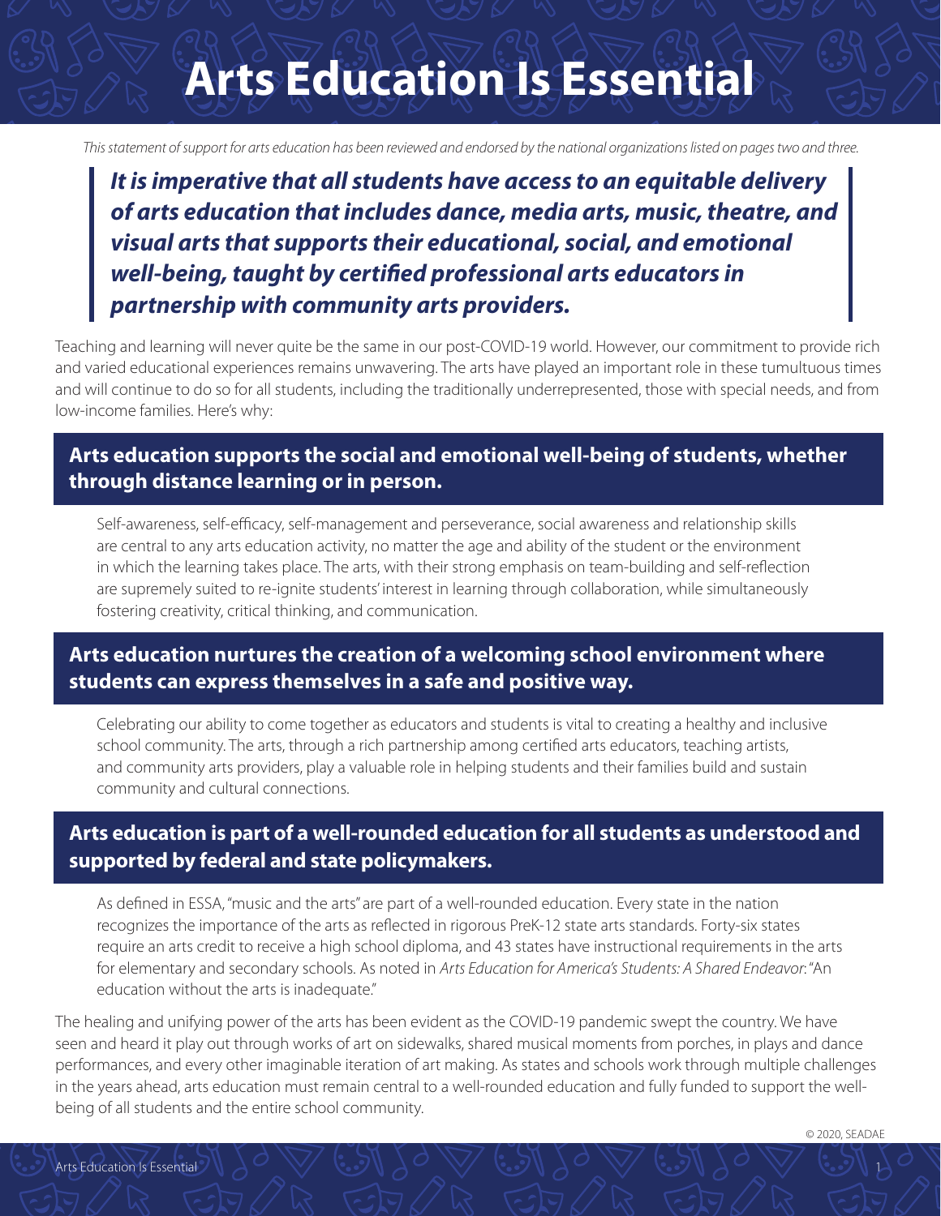# Arts Education Is Essential

*This statement of support for arts education has been reviewed and endorsed by the national organizations listed on pages two and three.*

> ***It is imperative that all students have access to an equitable delivery of arts education that includes dance, media arts, music, theatre, and visual arts that supports their educational, social, and emotional well-being, taught by certified professional arts educators in partnership with community arts providers.***

Teaching and learning will never quite be the same in our post-COVID-19 world. However, our commitment to provide rich and varied educational experiences remains unwavering. The arts have played an important role in these tumultuous times and will continue to do so for all students, including the traditionally underrepresented, those with special needs, and from low-income families. Here's why:

## Arts education supports the social and emotional well-being of students, whether through distance learning or in person.

Self-awareness, self-efficacy, self-management and perseverance, social awareness and relationship skills are central to any arts education activity, no matter the age and ability of the student or the environment in which the learning takes place. The arts, with their strong emphasis on team-building and self-reflection are supremely suited to re-ignite students' interest in learning through collaboration, while simultaneously fostering creativity, critical thinking, and communication.

## Arts education nurtures the creation of a welcoming school environment where students can express themselves in a safe and positive way.

Celebrating our ability to come together as educators and students is vital to creating a healthy and inclusive school community. The arts, through a rich partnership among certified arts educators, teaching artists, and community arts providers, play a valuable role in helping students and their families build and sustain community and cultural connections.

## Arts education is part of a well-rounded education for all students as understood and supported by federal and state policymakers.

As defined in ESSA, "music and the arts" are part of a well-rounded education. Every state in the nation recognizes the importance of the arts as reflected in rigorous PreK-12 state arts standards. Forty-six states require an arts credit to receive a high school diploma, and 43 states have instructional requirements in the arts for elementary and secondary schools. As noted in *Arts Education for America's Students: A Shared Endeavor*: "An education without the arts is inadequate."

The healing and unifying power of the arts has been evident as the COVID-19 pandemic swept the country. We have seen and heard it play out through works of art on sidewalks, shared musical moments from porches, in plays and dance performances, and every other imaginable iteration of art making. As states and schools work through multiple challenges in the years ahead, arts education must remain central to a well-rounded education and fully funded to support the well-being of all students and the entire school community.

© 2020, SEADAE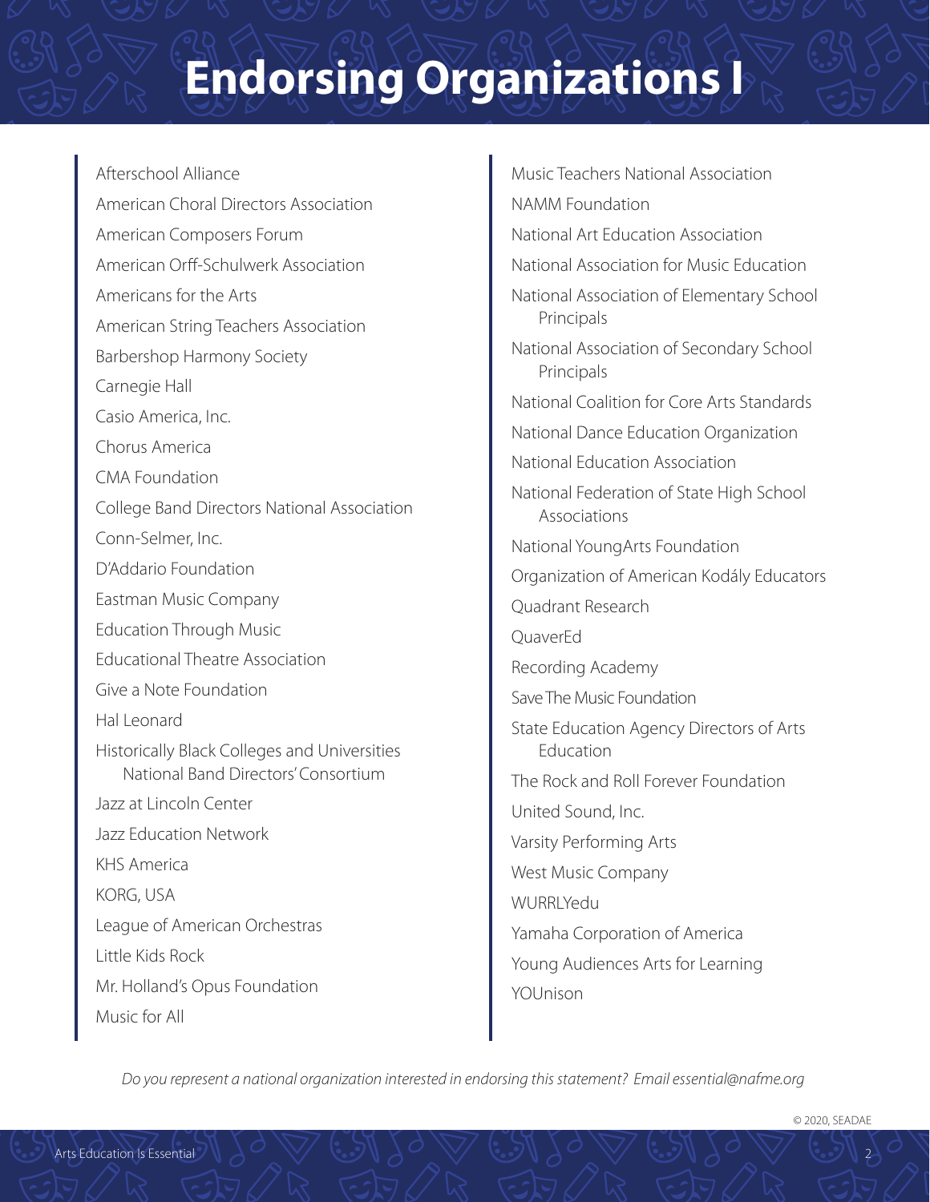# Endorsing Organizations I

- Afterschool Alliance
- American Choral Directors Association
- American Composers Forum
- American Orff-Schulwerk Association
- Americans for the Arts
- American String Teachers Association
- Barbershop Harmony Society
- Carnegie Hall
- Casio America, Inc.
- Chorus America
- CMA Foundation
- College Band Directors National Association
- Conn-Selmer, Inc.
- D'Addario Foundation
- Eastman Music Company
- Education Through Music
- Educational Theatre Association
- Give a Note Foundation
- Hal Leonard
- Historically Black Colleges and Universities National Band Directors' Consortium
- Jazz at Lincoln Center
- Jazz Education Network
- KHS America
- KORG, USA
- League of American Orchestras
- Little Kids Rock
- Mr. Holland's Opus Foundation
- Music for All
- Music Teachers National Association
- NAMM Foundation
- National Art Education Association
- National Association for Music Education
- National Association of Elementary School Principals
- National Association of Secondary School Principals
- National Coalition for Core Arts Standards
- National Dance Education Organization
- National Education Association
- National Federation of State High School Associations
- National YoungArts Foundation
- Organization of American Kodály Educators
- Quadrant Research
- QuaverEd
- Recording Academy
- Save The Music Foundation
- State Education Agency Directors of Arts Education
- The Rock and Roll Forever Foundation
- United Sound, Inc.
- Varsity Performing Arts
- West Music Company
- WURRLYedu
- Yamaha Corporation of America
- Young Audiences Arts for Learning
- YOUnison

*Do you represent a national organization interested in endorsing this statement? Email essential@nafme.org*

© 2020, SEADAE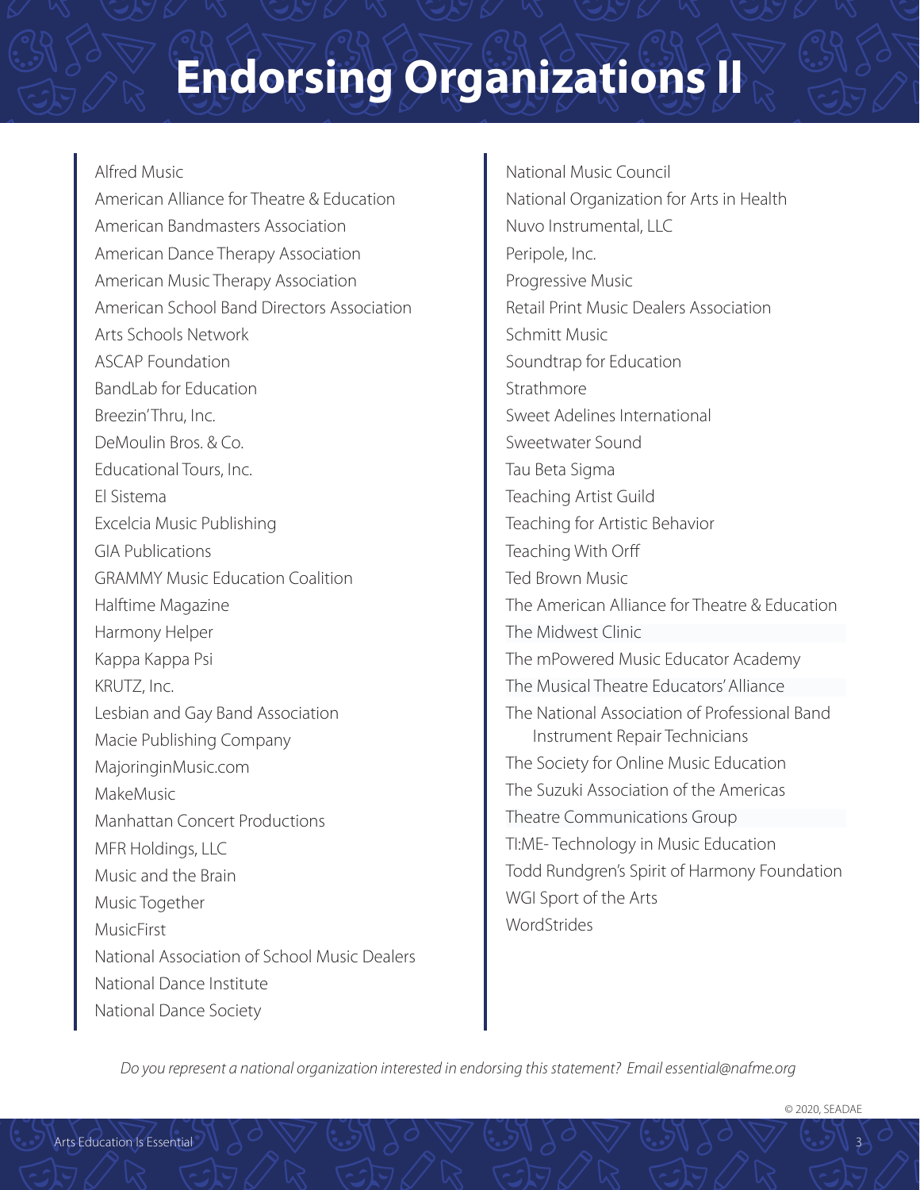# Endorsing Organizations II

- Alfred Music
- American Alliance for Theatre & Education
- American Bandmasters Association
- American Dance Therapy Association
- American Music Therapy Association
- American School Band Directors Association
- Arts Schools Network
- ASCAP Foundation
- BandLab for Education
- Breezin' Thru, Inc.
- DeMoulin Bros. & Co.
- Educational Tours, Inc.
- El Sistema
- Excelcia Music Publishing
- GIA Publications
- GRAMMY Music Education Coalition
- Halftime Magazine
- Harmony Helper
- Kappa Kappa Psi
- KRUTZ, Inc.
- Lesbian and Gay Band Association
- Macie Publishing Company
- MajoringinMusic.com
- MakeMusic
- Manhattan Concert Productions
- MFR Holdings, LLC
- Music and the Brain
- Music Together
- MusicFirst
- National Association of School Music Dealers
- National Dance Institute
- National Dance Society
- National Music Council
- National Organization for Arts in Health
- Nuvo Instrumental, LLC
- Peripole, Inc.
- Progressive Music
- Retail Print Music Dealers Association
- Schmitt Music
- Soundtrap for Education
- Strathmore
- Sweet Adelines International
- Sweetwater Sound
- Tau Beta Sigma
- Teaching Artist Guild
- Teaching for Artistic Behavior
- Teaching With Orff
- Ted Brown Music
- The American Alliance for Theatre & Education
- The Midwest Clinic
- The mPowered Music Educator Academy
- The Musical Theatre Educators' Alliance
- The National Association of Professional Band Instrument Repair Technicians
- The Society for Online Music Education
- The Suzuki Association of the Americas
- Theatre Communications Group
- TI:ME- Technology in Music Education
- Todd Rundgren's Spirit of Harmony Foundation
- WGI Sport of the Arts
- WordStrides

*Do you represent a national organization interested in endorsing this statement? Email essential@nafme.org*

© 2020, SEADAE